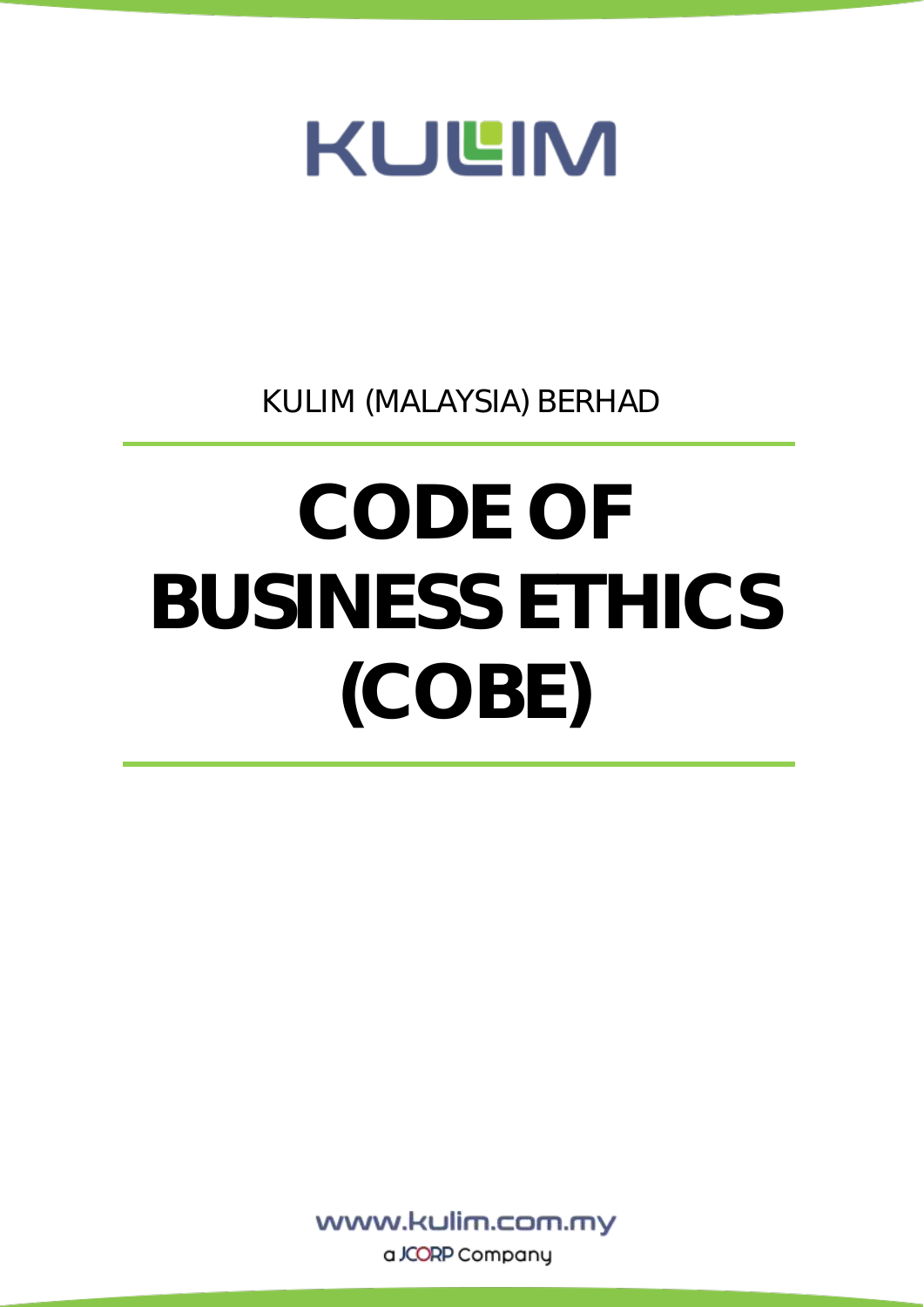KULIM

KULIM (MALAYSIA) BERHAD

# CODE OF BUSINESS ETHICS (COBE)

www.kulim.com.my

a JCORP Company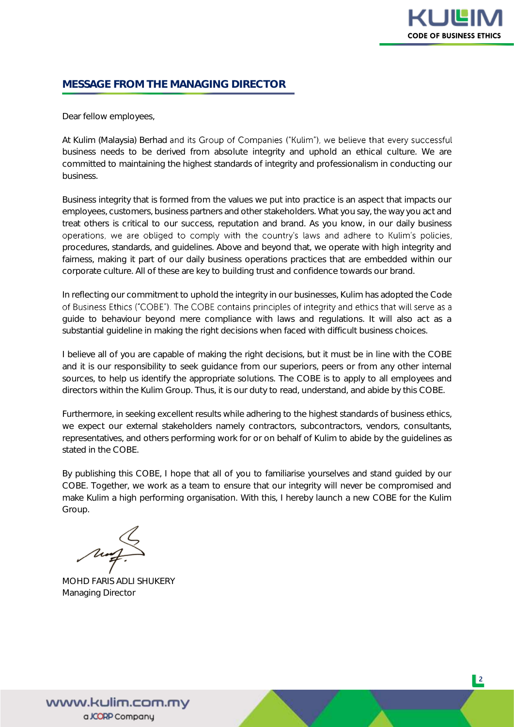## MESSAGE FROM THE MANAGING DIRECTOR

Dear fellow employees,

At Kulim (Malaysia) Berhad and its Group of Companies ("Kulim"), we believe that every successful business needs to be derived from absolute integrity and uphold an ethical culture. We are committed to maintaining the highest standards of integrity and professionalism in conducting our business.

Business integrity that is formed from the values we put into practice is an aspect that impacts our employees, customers, business partners and other stakeholders. What you say, the way you act and treat others is critical to our success, reputation and brand. As you know, in our daily business operations, we are obliged to comply with the country's laws and adhere to Kulim's policies, procedures, standards, and guidelines. Above and beyond that, we operate with high integrity and fairness, making it part of our daily business operations practices that are embedded within our corporate culture. All of these are key to building trust and confidence towards our brand.

In reflecting our commitment to uphold the integrity in our businesses, Kulim has adopted the Code of Business Ethics ("COBE"). The COBE contains principles of integrity and ethics that will serve as a guide to behaviour beyond mere compliance with laws and regulations. It will also act as a substantial guideline in making the right decisions when faced with difficult business choices.

I believe all of you are capable of making the right decisions, but it must be in line with the COBE and it is our responsibility to seek guidance from our superiors, peers or from any other internal sources, to help us identify the appropriate solutions. The COBE is to apply to all employees and directors within the Kulim Group. Thus, it is our duty to read, understand, and abide by this COBE.

Furthermore, in seeking excellent results while adhering to the highest standards of business ethics, we expect our external stakeholders namely contractors, subcontractors, vendors, consultants, representatives, and others performing work for or on behalf of Kulim to abide by the guidelines as stated in the COBE.

By publishing this COBE, I hope that all of you to familiarise yourselves and stand guided by our COBE. Together, we work as a team to ensure that our integrity will never be compromised and make Kulim a high performing organisation. With this, I hereby launch a new COBE for the Kulim Group.

MOHD FARIS ADLI SHUKERY
Managing Director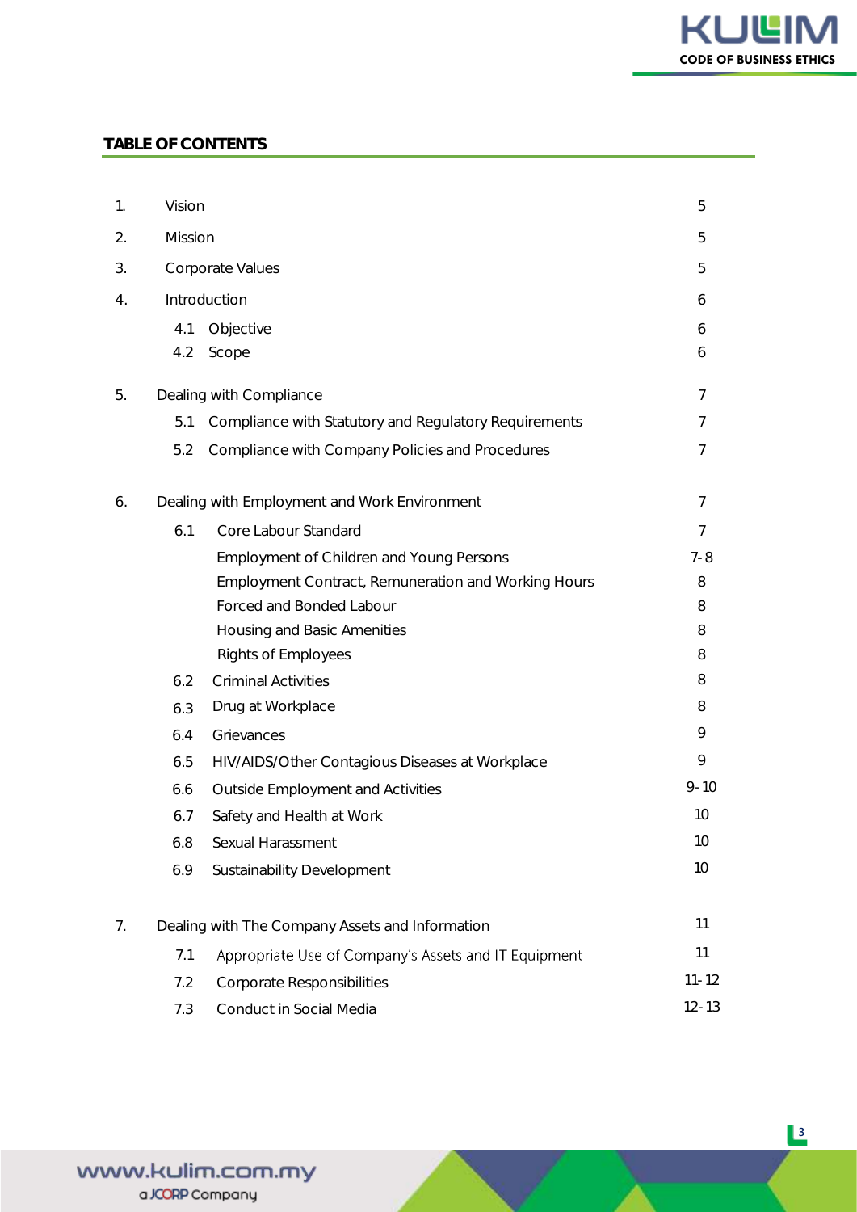## TABLE OF CONTENTS

| | | |
|---|---|---|
| 1. | Vision | 5 |
| 2. | Mission | 5 |
| 3. | Corporate Values | 5 |
| 4. | Introduction | 6 |
| | 4.1 Objective | 6 |
| | 4.2 Scope | 6 |
| 5. | Dealing with Compliance | 7 |
| | 5.1 Compliance with Statutory and Regulatory Requirements | 7 |
| | 5.2 Compliance with Company Policies and Procedures | 7 |
| 6. | Dealing with Employment and Work Environment | 7 |
| | 6.1 Core Labour Standard | 7 |
| | Employment of Children and Young Persons | 7-8 |
| | Employment Contract, Remuneration and Working Hours | 8 |
| | Forced and Bonded Labour | 8 |
| | Housing and Basic Amenities | 8 |
| | Rights of Employees | 8 |
| | 6.2 Criminal Activities | 8 |
| | 6.3 Drug at Workplace | 8 |
| | 6.4 Grievances | 9 |
| | 6.5 HIV/AIDS/Other Contagious Diseases at Workplace | 9 |
| | 6.6 Outside Employment and Activities | 9-10 |
| | 6.7 Safety and Health at Work | 10 |
| | 6.8 Sexual Harassment | 10 |
| | 6.9 Sustainability Development | 10 |
| 7. | Dealing with The Company Assets and Information | 11 |
| | 7.1 Appropriate Use of Company's Assets and IT Equipment | 11 |
| | 7.2 Corporate Responsibilities | 11-12 |
| | 7.3 Conduct in Social Media | 12-13 |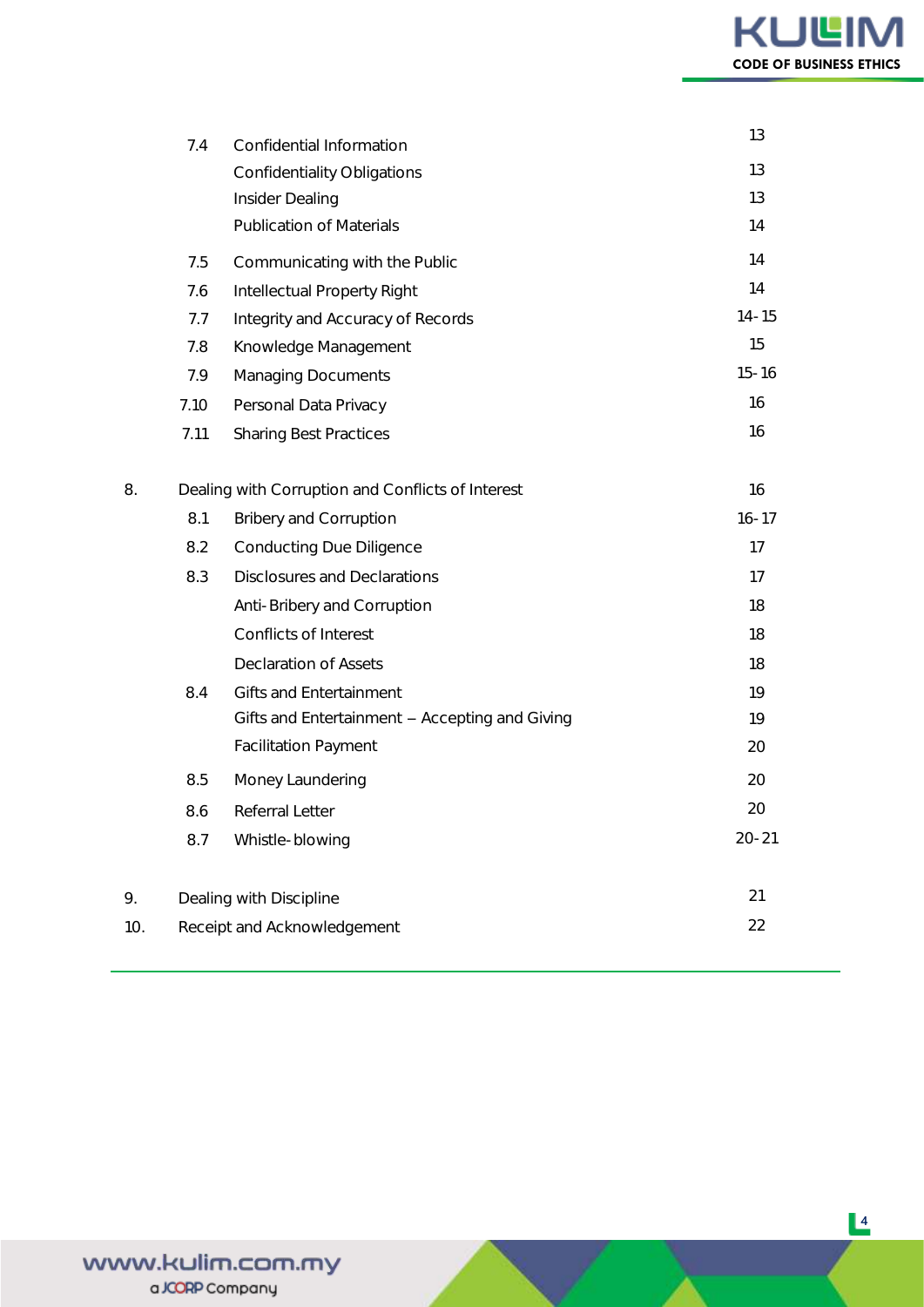| | | | Page |
|---|---|---|---|
| | 7.4 | Confidential Information | 13 |
| | | Confidentiality Obligations | 13 |
| | | Insider Dealing | 13 |
| | | Publication of Materials | 14 |
| | 7.5 | Communicating with the Public | 14 |
| | 7.6 | Intellectual Property Right | 14 |
| | 7.7 | Integrity and Accuracy of Records | 14-15 |
| | 7.8 | Knowledge Management | 15 |
| | 7.9 | Managing Documents | 15-16 |
| | 7.10 | Personal Data Privacy | 16 |
| | 7.11 | Sharing Best Practices | 16 |
| 8. | Dealing with Corruption and Conflicts of Interest | | 16 |
| | 8.1 | Bribery and Corruption | 16-17 |
| | 8.2 | Conducting Due Diligence | 17 |
| | 8.3 | Disclosures and Declarations | 17 |
| | | Anti-Bribery and Corruption | 18 |
| | | Conflicts of Interest | 18 |
| | | Declaration of Assets | 18 |
| | 8.4 | Gifts and Entertainment | 19 |
| | | Gifts and Entertainment – Accepting and Giving | 19 |
| | | Facilitation Payment | 20 |
| | 8.5 | Money Laundering | 20 |
| | 8.6 | Referral Letter | 20 |
| | 8.7 | Whistle-blowing | 20-21 |
| 9. | Dealing with Discipline | | 21 |
| 10. | Receipt and Acknowledgement | | 22 |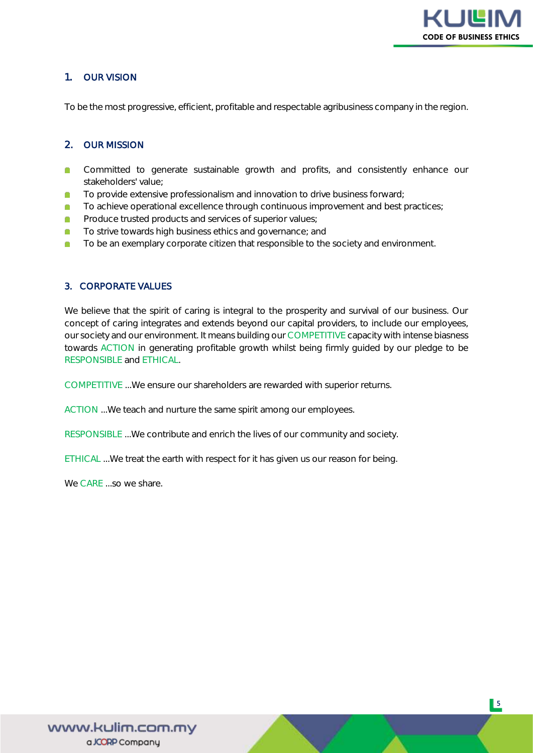## 1. OUR VISION

To be the most progressive, efficient, profitable and respectable agribusiness company in the region.

## 2. OUR MISSION

- Committed to generate sustainable growth and profits, and consistently enhance our stakeholders' value;
- To provide extensive professionalism and innovation to drive business forward;
- To achieve operational excellence through continuous improvement and best practices;
- Produce trusted products and services of superior values;
- To strive towards high business ethics and governance; and
- To be an exemplary corporate citizen that responsible to the society and environment.

## 3. CORPORATE VALUES

We believe that the spirit of caring is integral to the prosperity and survival of our business. Our concept of caring integrates and extends beyond our capital providers, to include our employees, our society and our environment. It means building our COMPETITIVE capacity with intense biasness towards ACTION in generating profitable growth whilst being firmly guided by our pledge to be RESPONSIBLE and ETHICAL.

COMPETITIVE ...We ensure our shareholders are rewarded with superior returns.

ACTION ...We teach and nurture the same spirit among our employees.

RESPONSIBLE ...We contribute and enrich the lives of our community and society.

ETHICAL ...We treat the earth with respect for it has given us our reason for being.

We CARE ...so we share.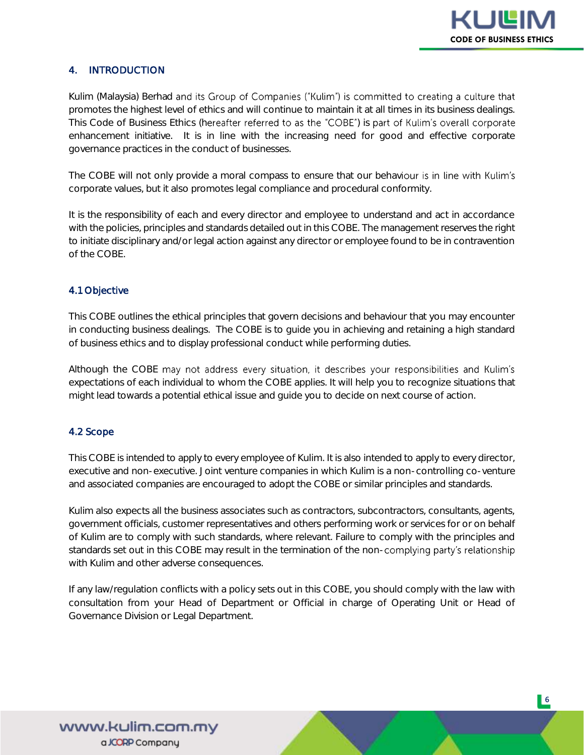## 4. INTRODUCTION

Kulim (Malaysia) Berhad and its Group of Companies ("Kulim") is committed to creating a culture that promotes the highest level of ethics and will continue to maintain it at all times in its business dealings. This Code of Business Ethics (hereafter referred to as the "COBE") is part of Kulim's overall corporate enhancement initiative. It is in line with the increasing need for good and effective corporate governance practices in the conduct of businesses.

The COBE will not only provide a moral compass to ensure that our behaviour is in line with Kulim's corporate values, but it also promotes legal compliance and procedural conformity.

It is the responsibility of each and every director and employee to understand and act in accordance with the policies, principles and standards detailed out in this COBE. The management reserves the right to initiate disciplinary and/or legal action against any director or employee found to be in contravention of the COBE.

### 4.1 Objective

This COBE outlines the ethical principles that govern decisions and behaviour that you may encounter in conducting business dealings. The COBE is to guide you in achieving and retaining a high standard of business ethics and to display professional conduct while performing duties.

Although the COBE may not address every situation, it describes your responsibilities and Kulim's expectations of each individual to whom the COBE applies. It will help you to recognize situations that might lead towards a potential ethical issue and guide you to decide on next course of action.

### 4.2 Scope

This COBE is intended to apply to every employee of Kulim. It is also intended to apply to every director, executive and non-executive. Joint venture companies in which Kulim is a non-controlling co-venture and associated companies are encouraged to adopt the COBE or similar principles and standards.

Kulim also expects all the business associates such as contractors, subcontractors, consultants, agents, government officials, customer representatives and others performing work or services for or on behalf of Kulim are to comply with such standards, where relevant. Failure to comply with the principles and standards set out in this COBE may result in the termination of the non-complying party's relationship with Kulim and other adverse consequences.

If any law/regulation conflicts with a policy sets out in this COBE, you should comply with the law with consultation from your Head of Department or Official in charge of Operating Unit or Head of Governance Division or Legal Department.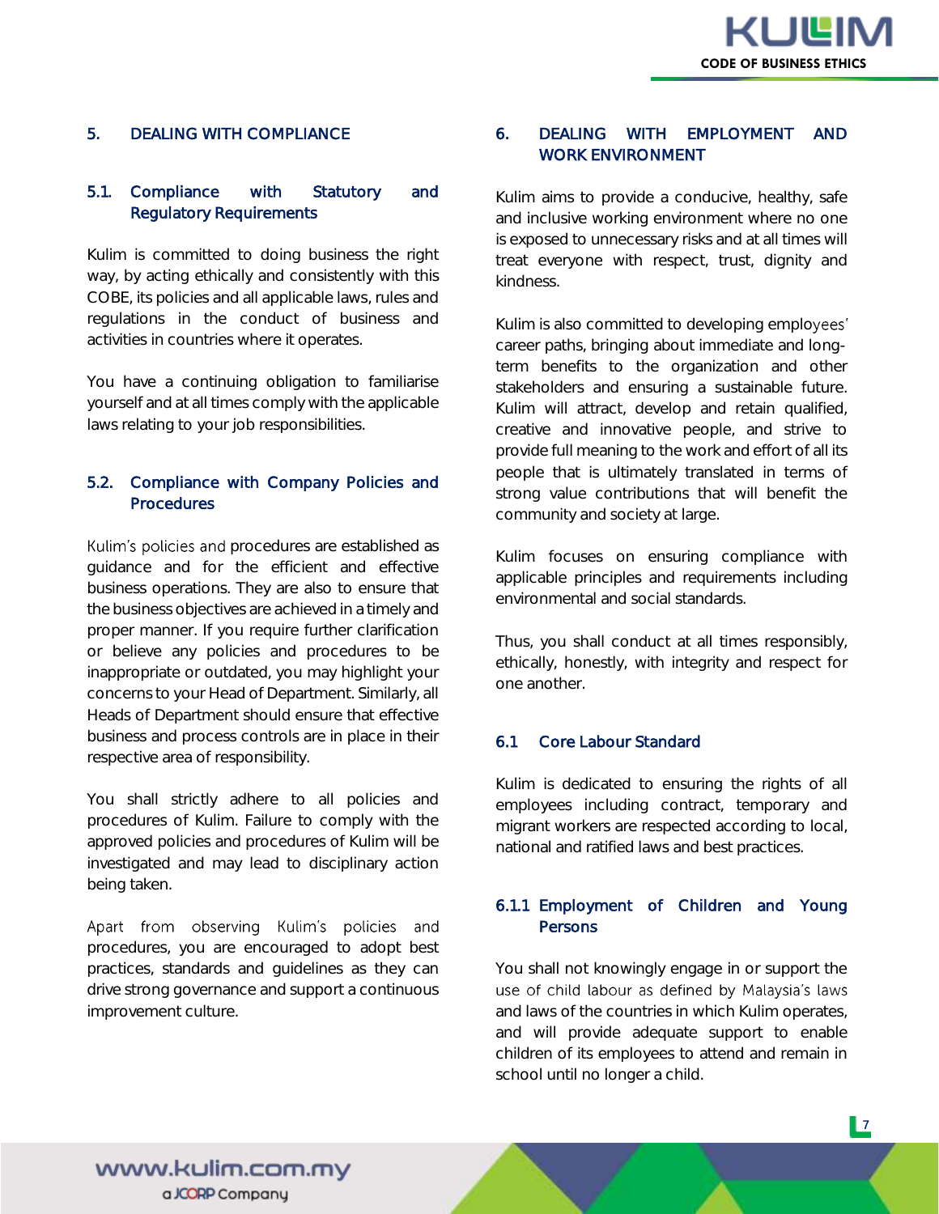## 5. DEALING WITH COMPLIANCE

### 5.1. Compliance with Statutory and Regulatory Requirements

Kulim is committed to doing business the right way, by acting ethically and consistently with this COBE, its policies and all applicable laws, rules and regulations in the conduct of business and activities in countries where it operates.

You have a continuing obligation to familiarise yourself and at all times comply with the applicable laws relating to your job responsibilities.

### 5.2. Compliance with Company Policies and Procedures

Kulim's policies and procedures are established as guidance and for the efficient and effective business operations. They are also to ensure that the business objectives are achieved in a timely and proper manner. If you require further clarification or believe any policies and procedures to be inappropriate or outdated, you may highlight your concerns to your Head of Department. Similarly, all Heads of Department should ensure that effective business and process controls are in place in their respective area of responsibility.

You shall strictly adhere to all policies and procedures of Kulim. Failure to comply with the approved policies and procedures of Kulim will be investigated and may lead to disciplinary action being taken.

Apart from observing Kulim's policies and procedures, you are encouraged to adopt best practices, standards and guidelines as they can drive strong governance and support a continuous improvement culture.

## 6. DEALING WITH EMPLOYMENT AND WORK ENVIRONMENT

Kulim aims to provide a conducive, healthy, safe and inclusive working environment where no one is exposed to unnecessary risks and at all times will treat everyone with respect, trust, dignity and kindness.

Kulim is also committed to developing employees' career paths, bringing about immediate and long-term benefits to the organization and other stakeholders and ensuring a sustainable future. Kulim will attract, develop and retain qualified, creative and innovative people, and strive to provide full meaning to the work and effort of all its people that is ultimately translated in terms of strong value contributions that will benefit the community and society at large.

Kulim focuses on ensuring compliance with applicable principles and requirements including environmental and social standards.

Thus, you shall conduct at all times responsibly, ethically, honestly, with integrity and respect for one another.

### 6.1 Core Labour Standard

Kulim is dedicated to ensuring the rights of all employees including contract, temporary and migrant workers are respected according to local, national and ratified laws and best practices.

#### 6.1.1 Employment of Children and Young Persons

You shall not knowingly engage in or support the use of child labour as defined by Malaysia's laws and laws of the countries in which Kulim operates, and will provide adequate support to enable children of its employees to attend and remain in school until no longer a child.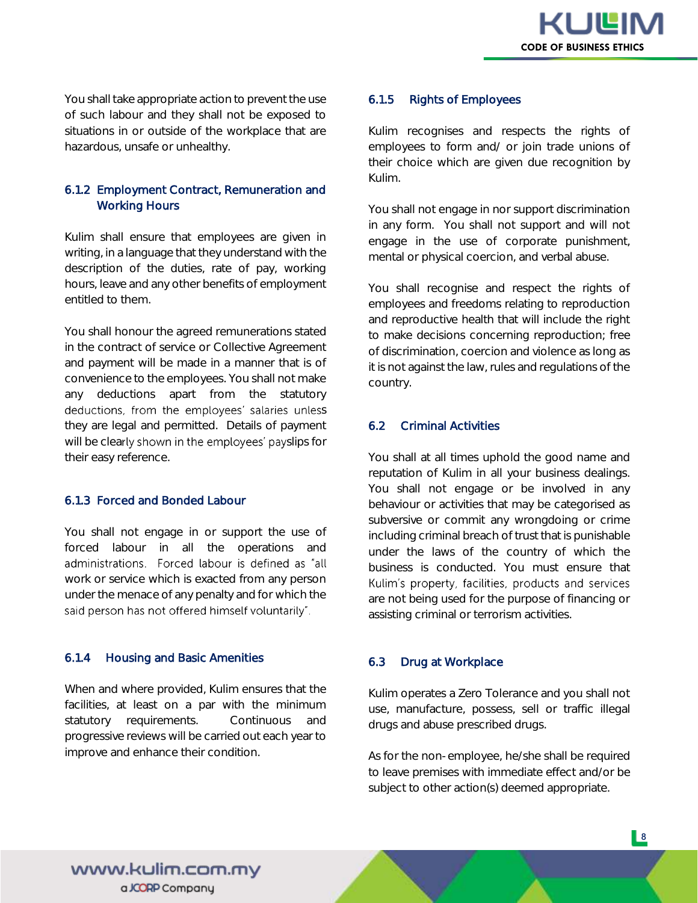You shall take appropriate action to prevent the use of such labour and they shall not be exposed to situations in or outside of the workplace that are hazardous, unsafe or unhealthy.

### 6.1.2 Employment Contract, Remuneration and Working Hours

Kulim shall ensure that employees are given in writing, in a language that they understand with the description of the duties, rate of pay, working hours, leave and any other benefits of employment entitled to them.

You shall honour the agreed remunerations stated in the contract of service or Collective Agreement and payment will be made in a manner that is of convenience to the employees. You shall not make any deductions apart from the statutory deductions, from the employees' salaries unless they are legal and permitted. Details of payment will be clearly shown in the employees' payslips for their easy reference.

### 6.1.3 Forced and Bonded Labour

You shall not engage in or support the use of forced labour in all the operations and administrations. Forced labour is defined as "all work or service which is exacted from any person under the menace of any penalty and for which the said person has not offered himself voluntarily".

### 6.1.4 Housing and Basic Amenities

When and where provided, Kulim ensures that the facilities, at least on a par with the minimum statutory requirements. Continuous and progressive reviews will be carried out each year to improve and enhance their condition.

### 6.1.5 Rights of Employees

Kulim recognises and respects the rights of employees to form and/ or join trade unions of their choice which are given due recognition by Kulim.

You shall not engage in nor support discrimination in any form. You shall not support and will not engage in the use of corporate punishment, mental or physical coercion, and verbal abuse.

You shall recognise and respect the rights of employees and freedoms relating to reproduction and reproductive health that will include the right to make decisions concerning reproduction; free of discrimination, coercion and violence as long as it is not against the law, rules and regulations of the country.

## 6.2 Criminal Activities

You shall at all times uphold the good name and reputation of Kulim in all your business dealings. You shall not engage or be involved in any behaviour or activities that may be categorised as subversive or commit any wrongdoing or crime including criminal breach of trust that is punishable under the laws of the country of which the business is conducted. You must ensure that Kulim's property, facilities, products and services are not being used for the purpose of financing or assisting criminal or terrorism activities.

## 6.3 Drug at Workplace

Kulim operates a Zero Tolerance and you shall not use, manufacture, possess, sell or traffic illegal drugs and abuse prescribed drugs.

As for the non- employee, he/she shall be required to leave premises with immediate effect and/or be subject to other action(s) deemed appropriate.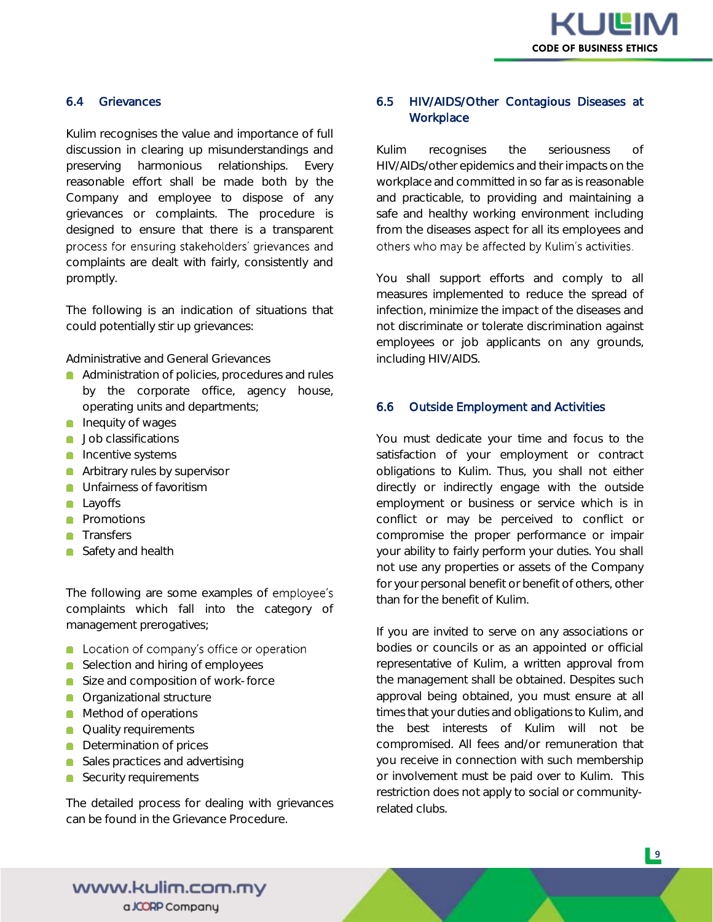### 6.4 Grievances

Kulim recognises the value and importance of full discussion in clearing up misunderstandings and preserving harmonious relationships. Every reasonable effort shall be made both by the Company and employee to dispose of any grievances or complaints. The procedure is designed to ensure that there is a transparent process for ensuring stakeholders' grievances and complaints are dealt with fairly, consistently and promptly.

The following is an indication of situations that could potentially stir up grievances:

Administrative and General Grievances

- Administration of policies, procedures and rules by the corporate office, agency house, operating units and departments;
- Inequity of wages
- Job classifications
- Incentive systems
- Arbitrary rules by supervisor
- Unfairness of favoritism
- Layoffs
- Promotions
- Transfers
- Safety and health

The following are some examples of employee's complaints which fall into the category of management prerogatives;

- Location of company's office or operation
- Selection and hiring of employees
- Size and composition of work-force
- Organizational structure
- Method of operations
- Quality requirements
- Determination of prices
- Sales practices and advertising
- Security requirements

The detailed process for dealing with grievances can be found in the Grievance Procedure.

### 6.5 HIV/AIDS/Other Contagious Diseases at Workplace

Kulim recognises the seriousness of HIV/AIDs/other epidemics and their impacts on the workplace and committed in so far as is reasonable and practicable, to providing and maintaining a safe and healthy working environment including from the diseases aspect for all its employees and others who may be affected by Kulim's activities.

You shall support efforts and comply to all measures implemented to reduce the spread of infection, minimize the impact of the diseases and not discriminate or tolerate discrimination against employees or job applicants on any grounds, including HIV/AIDS.

### 6.6 Outside Employment and Activities

You must dedicate your time and focus to the satisfaction of your employment or contract obligations to Kulim. Thus, you shall not either directly or indirectly engage with the outside employment or business or service which is in conflict or may be perceived to conflict or compromise the proper performance or impair your ability to fairly perform your duties. You shall not use any properties or assets of the Company for your personal benefit or benefit of others, other than for the benefit of Kulim.

If you are invited to serve on any associations or bodies or councils or as an appointed or official representative of Kulim, a written approval from the management shall be obtained. Despites such approval being obtained, you must ensure at all times that your duties and obligations to Kulim, and the best interests of Kulim will not be compromised. All fees and/or remuneration that you receive in connection with such membership or involvement must be paid over to Kulim. This restriction does not apply to social or community-related clubs.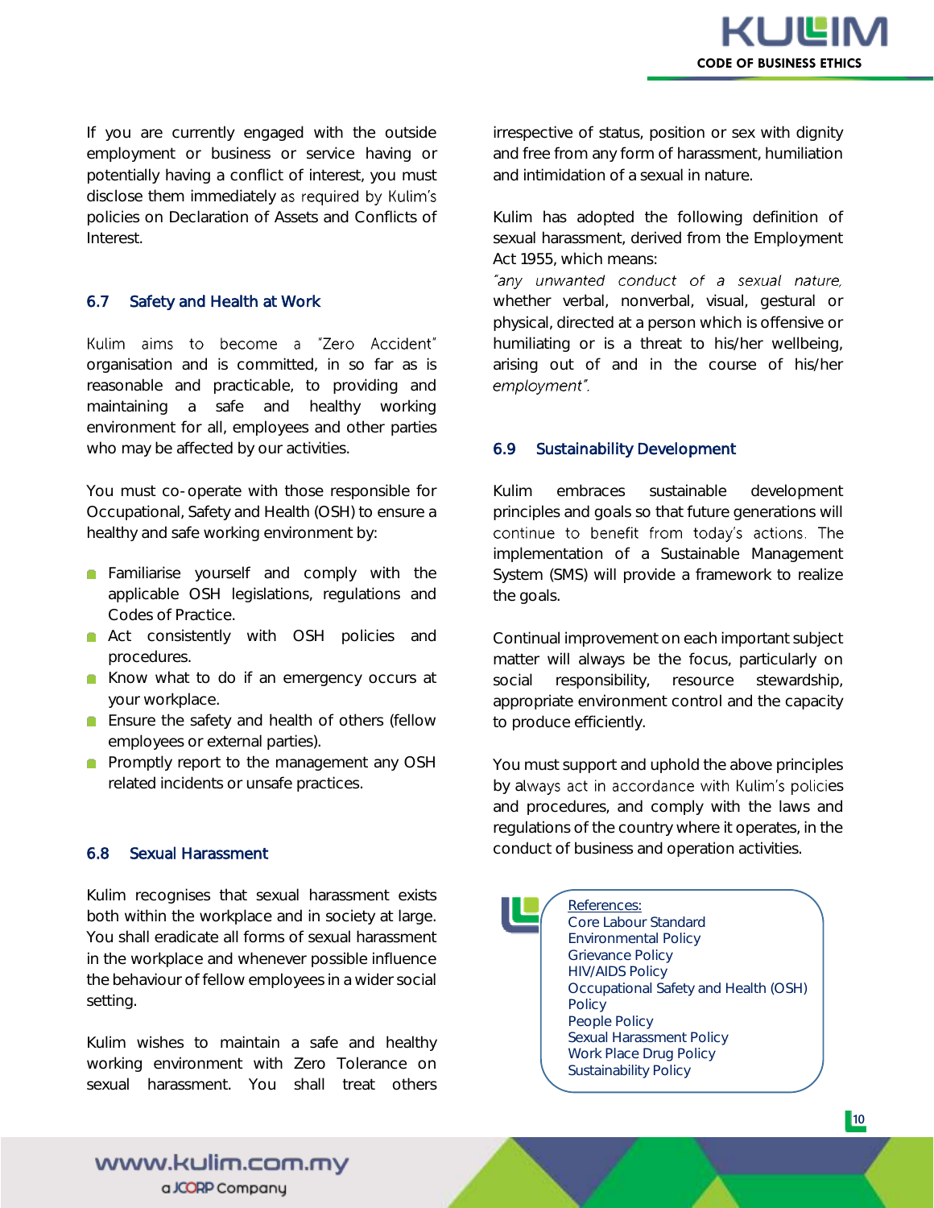If you are currently engaged with the outside employment or business or service having or potentially having a conflict of interest, you must disclose them immediately as required by Kulim's policies on Declaration of Assets and Conflicts of Interest.

## 6.7 Safety and Health at Work

Kulim aims to become a "Zero Accident" organisation and is committed, in so far as is reasonable and practicable, to providing and maintaining a safe and healthy working environment for all, employees and other parties who may be affected by our activities.

You must co-operate with those responsible for Occupational, Safety and Health (OSH) to ensure a healthy and safe working environment by:

- Familiarise yourself and comply with the applicable OSH legislations, regulations and Codes of Practice.
- Act consistently with OSH policies and procedures.
- Know what to do if an emergency occurs at your workplace.
- Ensure the safety and health of others (fellow employees or external parties).
- Promptly report to the management any OSH related incidents or unsafe practices.

## 6.8 Sexual Harassment

Kulim recognises that sexual harassment exists both within the workplace and in society at large. You shall eradicate all forms of sexual harassment in the workplace and whenever possible influence the behaviour of fellow employees in a wider social setting.

Kulim wishes to maintain a safe and healthy working environment with Zero Tolerance on sexual harassment. You shall treat others irrespective of status, position or sex with dignity and free from any form of harassment, humiliation and intimidation of a sexual in nature.

Kulim has adopted the following definition of sexual harassment, derived from the Employment Act 1955, which means:

*"any unwanted conduct of a sexual nature,* whether verbal, nonverbal, visual, gestural or physical, directed at a person which is offensive or humiliating or is a threat to his/her wellbeing, arising out of and in the course of his/her *employment".*

## 6.9 Sustainability Development

Kulim embraces sustainable development principles and goals so that future generations will continue to benefit from today's actions. The implementation of a Sustainable Management System (SMS) will provide a framework to realize the goals.

Continual improvement on each important subject matter will always be the focus, particularly on social responsibility, resource stewardship, appropriate environment control and the capacity to produce efficiently.

You must support and uphold the above principles by always act in accordance with Kulim's policies and procedures, and comply with the laws and regulations of the country where it operates, in the conduct of business and operation activities.

References:
Core Labour Standard
Environmental Policy
Grievance Policy
HIV/AIDS Policy
Occupational Safety and Health (OSH) Policy
People Policy
Sexual Harassment Policy
Work Place Drug Policy
Sustainability Policy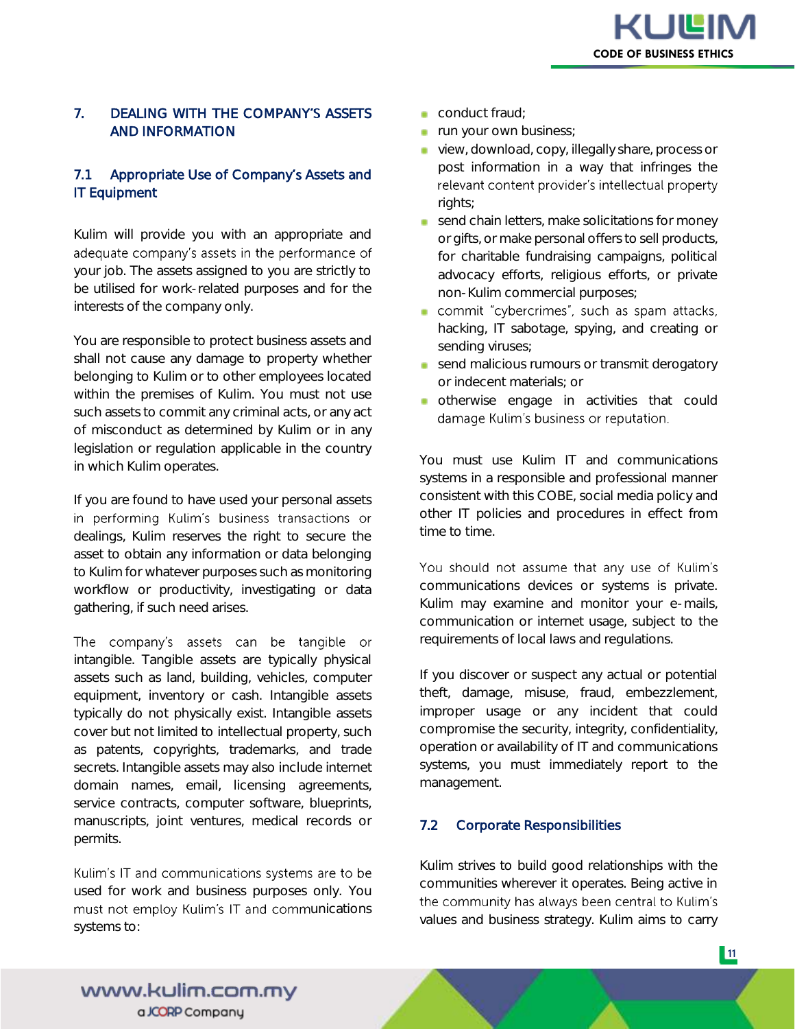## 7. DEALING WITH THE COMPANY'S ASSETS AND INFORMATION

### 7.1 Appropriate Use of Company's Assets and IT Equipment

Kulim will provide you with an appropriate and adequate company's assets in the performance of your job. The assets assigned to you are strictly to be utilised for work-related purposes and for the interests of the company only.

You are responsible to protect business assets and shall not cause any damage to property whether belonging to Kulim or to other employees located within the premises of Kulim. You must not use such assets to commit any criminal acts, or any act of misconduct as determined by Kulim or in any legislation or regulation applicable in the country in which Kulim operates.

If you are found to have used your personal assets in performing Kulim's business transactions or dealings, Kulim reserves the right to secure the asset to obtain any information or data belonging to Kulim for whatever purposes such as monitoring workflow or productivity, investigating or data gathering, if such need arises.

The company's assets can be tangible or intangible. Tangible assets are typically physical assets such as land, building, vehicles, computer equipment, inventory or cash. Intangible assets typically do not physically exist. Intangible assets cover but not limited to intellectual property, such as patents, copyrights, trademarks, and trade secrets. Intangible assets may also include internet domain names, email, licensing agreements, service contracts, computer software, blueprints, manuscripts, joint ventures, medical records or permits.

Kulim's IT and communications systems are to be used for work and business purposes only. You must not employ Kulim's IT and communications systems to:

- conduct fraud;
- run your own business;
- view, download, copy, illegally share, process or post information in a way that infringes the relevant content provider's intellectual property rights;
- send chain letters, make solicitations for money or gifts, or make personal offers to sell products, for charitable fundraising campaigns, political advocacy efforts, religious efforts, or private non-Kulim commercial purposes;
- commit "cybercrimes", such as spam attacks, hacking, IT sabotage, spying, and creating or sending viruses;
- send malicious rumours or transmit derogatory or indecent materials; or
- otherwise engage in activities that could damage Kulim's business or reputation.

You must use Kulim IT and communications systems in a responsible and professional manner consistent with this COBE, social media policy and other IT policies and procedures in effect from time to time.

You should not assume that any use of Kulim's communications devices or systems is private. Kulim may examine and monitor your e-mails, communication or internet usage, subject to the requirements of local laws and regulations.

If you discover or suspect any actual or potential theft, damage, misuse, fraud, embezzlement, improper usage or any incident that could compromise the security, integrity, confidentiality, operation or availability of IT and communications systems, you must immediately report to the management.

### 7.2 Corporate Responsibilities

Kulim strives to build good relationships with the communities wherever it operates. Being active in the community has always been central to Kulim's values and business strategy. Kulim aims to carry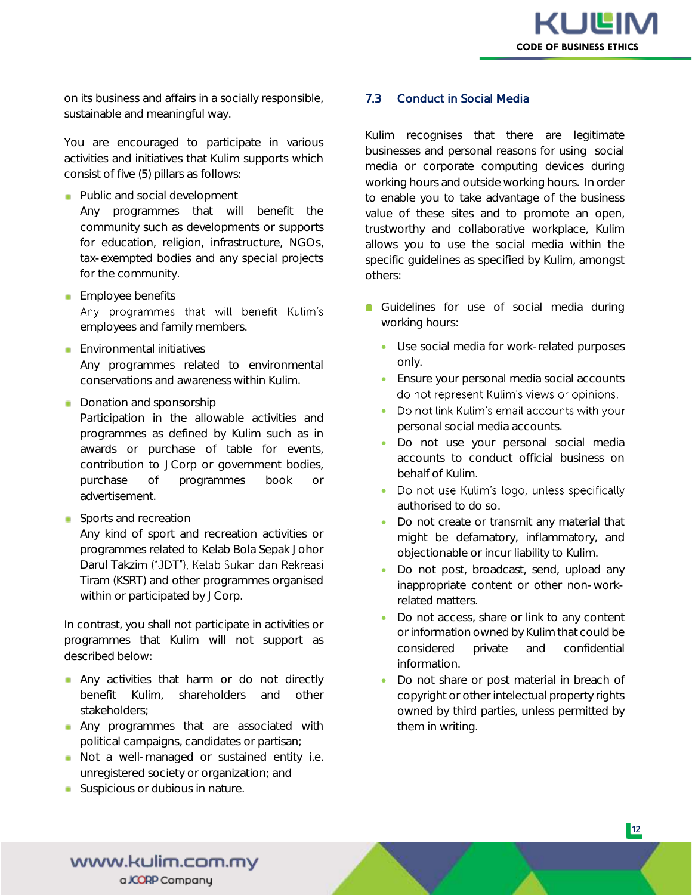on its business and affairs in a socially responsible, sustainable and meaningful way.

You are encouraged to participate in various activities and initiatives that Kulim supports which consist of five (5) pillars as follows:

- Public and social development
  Any programmes that will benefit the community such as developments or supports for education, religion, infrastructure, NGOs, tax-exempted bodies and any special projects for the community.
- Employee benefits
  Any programmes that will benefit Kulim's employees and family members.
- Environmental initiatives
  Any programmes related to environmental conservations and awareness within Kulim.
- Donation and sponsorship
  Participation in the allowable activities and programmes as defined by Kulim such as in awards or purchase of table for events, contribution to J Corp or government bodies, purchase of programmes book or advertisement.
- Sports and recreation
  Any kind of sport and recreation activities or programmes related to Kelab Bola Sepak Johor Darul Takzim ("JDT"), Kelab Sukan dan Rekreasi Tiram (KSRT) and other programmes organised within or participated by J Corp.

In contrast, you shall not participate in activities or programmes that Kulim will not support as described below:

- Any activities that harm or do not directly benefit Kulim, shareholders and other stakeholders;
- Any programmes that are associated with political campaigns, candidates or partisan;
- Not a well-managed or sustained entity i.e. unregistered society or organization; and
- Suspicious or dubious in nature.

### 7.3 Conduct in Social Media

Kulim recognises that there are legitimate businesses and personal reasons for using social media or corporate computing devices during working hours and outside working hours. In order to enable you to take advantage of the business value of these sites and to promote an open, trustworthy and collaborative workplace, Kulim allows you to use the social media within the specific guidelines as specified by Kulim, amongst others:

- Guidelines for use of social media during working hours:
  - Use social media for work-related purposes only.
  - Ensure your personal media social accounts do not represent Kulim's views or opinions.
  - Do not link Kulim's email accounts with your personal social media accounts.
  - Do not use your personal social media accounts to conduct official business on behalf of Kulim.
  - Do not use Kulim's logo, unless specifically authorised to do so.
  - Do not create or transmit any material that might be defamatory, inflammatory, and objectionable or incur liability to Kulim.
  - Do not post, broadcast, send, upload any inappropriate content or other non-work-related matters.
  - Do not access, share or link to any content or information owned by Kulim that could be considered private and confidential information.
  - Do not share or post material in breach of copyright or other intelectual property rights owned by third parties, unless permitted by them in writing.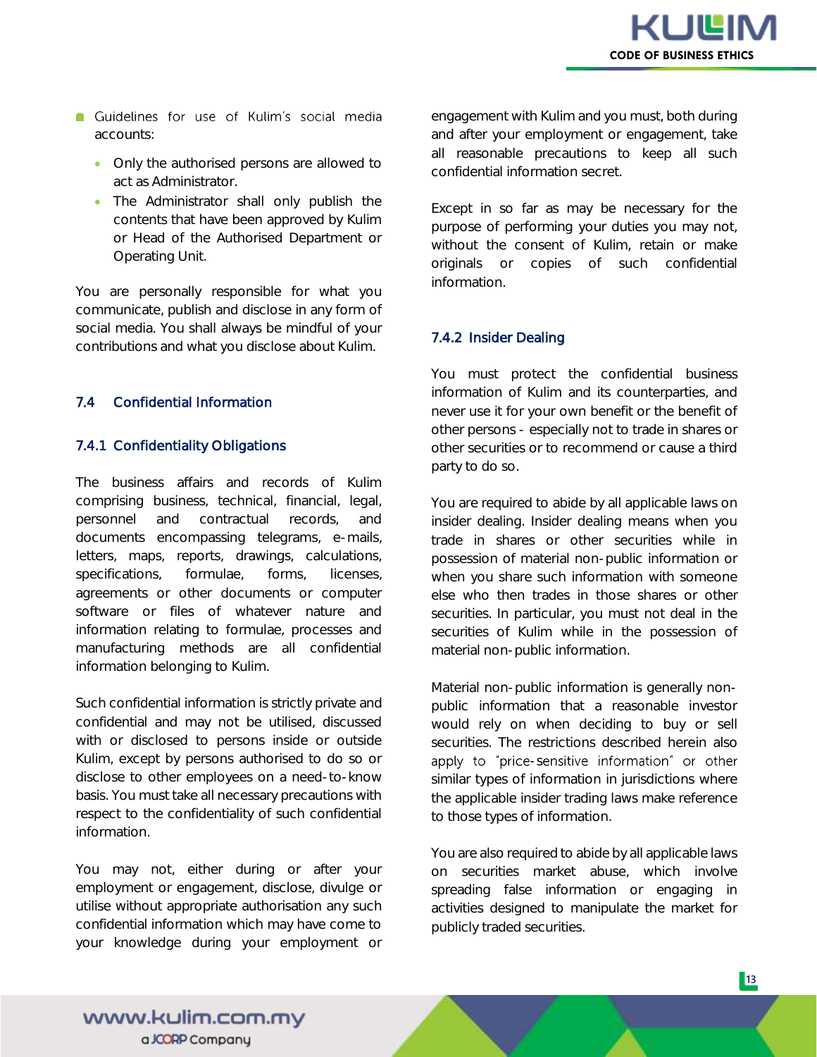- Guidelines for use of Kulim's social media accounts:
  - Only the authorised persons are allowed to act as Administrator.
  - The Administrator shall only publish the contents that have been approved by Kulim or Head of the Authorised Department or Operating Unit.

You are personally responsible for what you communicate, publish and disclose in any form of social media. You shall always be mindful of your contributions and what you disclose about Kulim.

## 7.4 Confidential Information

### 7.4.1 Confidentiality Obligations

The business affairs and records of Kulim comprising business, technical, financial, legal, personnel and contractual records, and documents encompassing telegrams, e-mails, letters, maps, reports, drawings, calculations, specifications, formulae, forms, licenses, agreements or other documents or computer software or files of whatever nature and information relating to formulae, processes and manufacturing methods are all confidential information belonging to Kulim.

Such confidential information is strictly private and confidential and may not be utilised, discussed with or disclosed to persons inside or outside Kulim, except by persons authorised to do so or disclose to other employees on a need-to-know basis. You must take all necessary precautions with respect to the confidentiality of such confidential information.

You may not, either during or after your employment or engagement, disclose, divulge or utilise without appropriate authorisation any such confidential information which may have come to your knowledge during your employment or engagement with Kulim and you must, both during and after your employment or engagement, take all reasonable precautions to keep all such confidential information secret.

Except in so far as may be necessary for the purpose of performing your duties you may not, without the consent of Kulim, retain or make originals or copies of such confidential information.

### 7.4.2 Insider Dealing

You must protect the confidential business information of Kulim and its counterparties, and never use it for your own benefit or the benefit of other persons - especially not to trade in shares or other securities or to recommend or cause a third party to do so.

You are required to abide by all applicable laws on insider dealing. Insider dealing means when you trade in shares or other securities while in possession of material non-public information or when you share such information with someone else who then trades in those shares or other securities. In particular, you must not deal in the securities of Kulim while in the possession of material non-public information.

Material non-public information is generally non-public information that a reasonable investor would rely on when deciding to buy or sell securities. The restrictions described herein also apply to "price-sensitive information" or other similar types of information in jurisdictions where the applicable insider trading laws make reference to those types of information.

You are also required to abide by all applicable laws on securities market abuse, which involve spreading false information or engaging in activities designed to manipulate the market for publicly traded securities.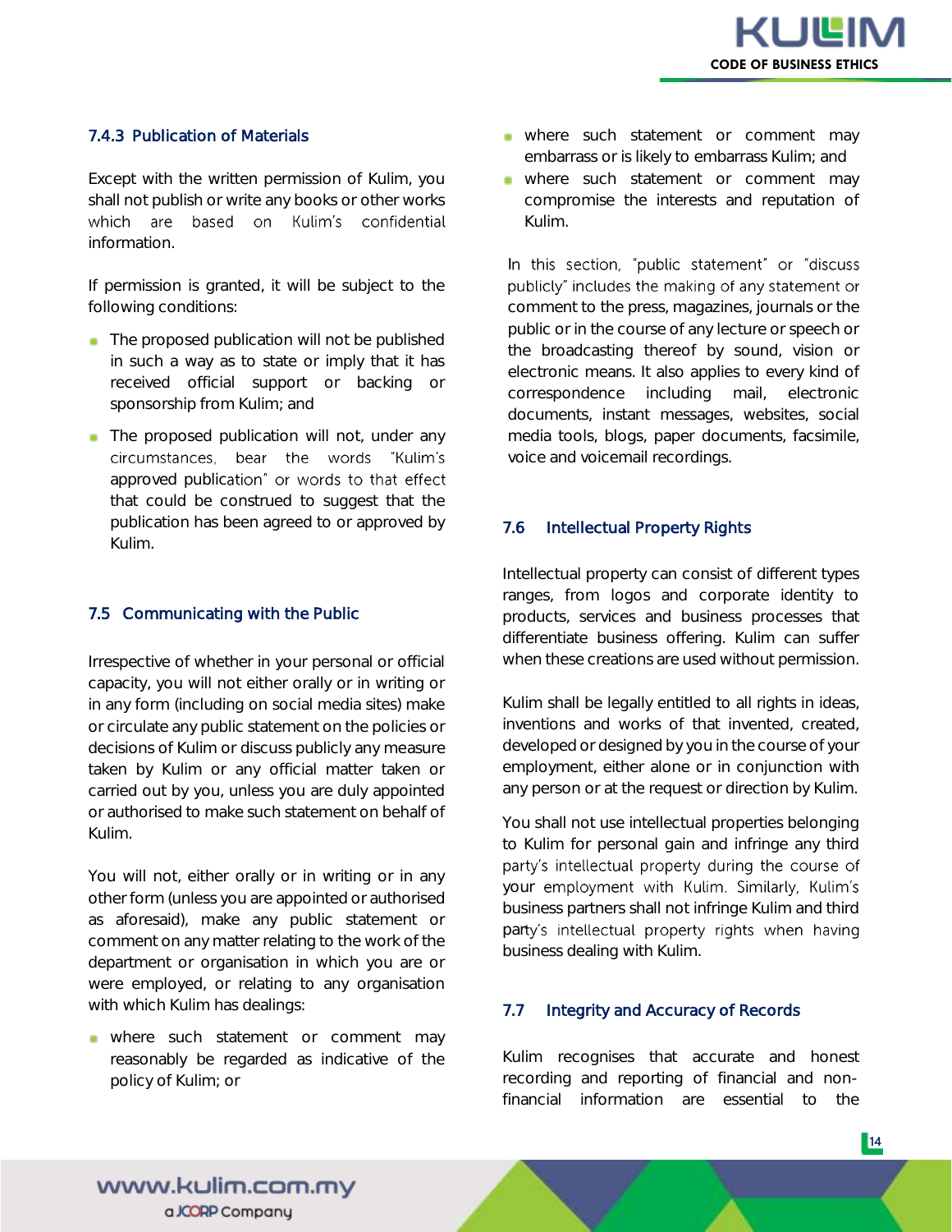#### 7.4.3 Publication of Materials

Except with the written permission of Kulim, you shall not publish or write any books or other works which are based on Kulim's confidential information.

If permission is granted, it will be subject to the following conditions:

- The proposed publication will not be published in such a way as to state or imply that it has received official support or backing or sponsorship from Kulim; and
- The proposed publication will not, under any circumstances, bear the words "Kulim's approved publication" or words to that effect that could be construed to suggest that the publication has been agreed to or approved by Kulim.

### 7.5 Communicating with the Public

Irrespective of whether in your personal or official capacity, you will not either orally or in writing or in any form (including on social media sites) make or circulate any public statement on the policies or decisions of Kulim or discuss publicly any measure taken by Kulim or any official matter taken or carried out by you, unless you are duly appointed or authorised to make such statement on behalf of Kulim.

You will not, either orally or in writing or in any other form (unless you are appointed or authorised as aforesaid), make any public statement or comment on any matter relating to the work of the department or organisation in which you are or were employed, or relating to any organisation with which Kulim has dealings:

- where such statement or comment may reasonably be regarded as indicative of the policy of Kulim; or
- where such statement or comment may embarrass or is likely to embarrass Kulim; and
- where such statement or comment may compromise the interests and reputation of Kulim.

In this section, "public statement" or "discuss publicly" includes the making of any statement or comment to the press, magazines, journals or the public or in the course of any lecture or speech or the broadcasting thereof by sound, vision or electronic means. It also applies to every kind of correspondence including mail, electronic documents, instant messages, websites, social media tools, blogs, paper documents, facsimile, voice and voicemail recordings.

### 7.6 Intellectual Property Rights

Intellectual property can consist of different types ranges, from logos and corporate identity to products, services and business processes that differentiate business offering. Kulim can suffer when these creations are used without permission.

Kulim shall be legally entitled to all rights in ideas, inventions and works of that invented, created, developed or designed by you in the course of your employment, either alone or in conjunction with any person or at the request or direction by Kulim.

You shall not use intellectual properties belonging to Kulim for personal gain and infringe any third party's intellectual property during the course of your employment with Kulim. Similarly, Kulim's business partners shall not infringe Kulim and third party's intellectual property rights when having business dealing with Kulim.

### 7.7 Integrity and Accuracy of Records

Kulim recognises that accurate and honest recording and reporting of financial and non-financial information are essential to the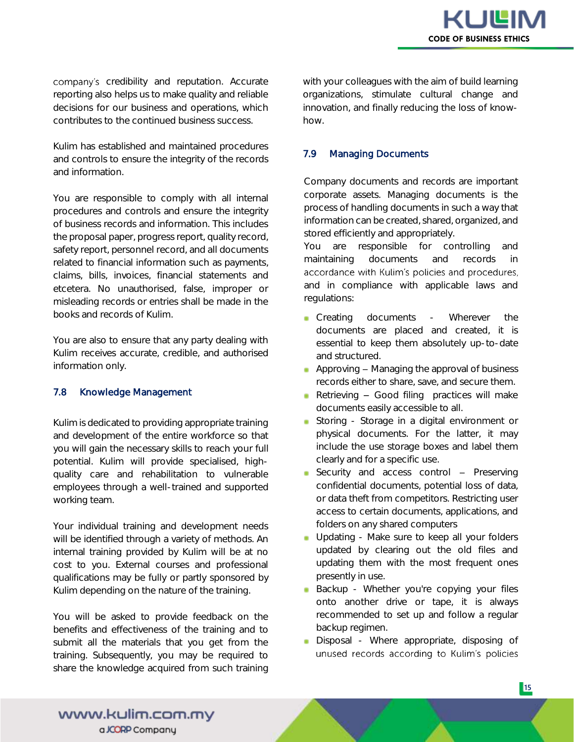company's credibility and reputation. Accurate reporting also helps us to make quality and reliable decisions for our business and operations, which contributes to the continued business success.

Kulim has established and maintained procedures and controls to ensure the integrity of the records and information.

You are responsible to comply with all internal procedures and controls and ensure the integrity of business records and information. This includes the proposal paper, progress report, quality record, safety report, personnel record, and all documents related to financial information such as payments, claims, bills, invoices, financial statements and etcetera. No unauthorised, false, improper or misleading records or entries shall be made in the books and records of Kulim.

You are also to ensure that any party dealing with Kulim receives accurate, credible, and authorised information only.

## 7.8 Knowledge Management

Kulim is dedicated to providing appropriate training and development of the entire workforce so that you will gain the necessary skills to reach your full potential. Kulim will provide specialised, high-quality care and rehabilitation to vulnerable employees through a well-trained and supported working team.

Your individual training and development needs will be identified through a variety of methods. An internal training provided by Kulim will be at no cost to you. External courses and professional qualifications may be fully or partly sponsored by Kulim depending on the nature of the training.

You will be asked to provide feedback on the benefits and effectiveness of the training and to submit all the materials that you get from the training. Subsequently, you may be required to share the knowledge acquired from such training with your colleagues with the aim of build learning organizations, stimulate cultural change and innovation, and finally reducing the loss of know-how.

## 7.9 Managing Documents

Company documents and records are important corporate assets. Managing documents is the process of handling documents in such a way that information can be created, shared, organized, and stored efficiently and appropriately.
You are responsible for controlling and maintaining documents and records in accordance with Kulim's policies and procedures, and in compliance with applicable laws and regulations:

- Creating documents - Wherever the documents are placed and created, it is essential to keep them absolutely up-to-date and structured.
- Approving – Managing the approval of business records either to share, save, and secure them.
- Retrieving – Good filing practices will make documents easily accessible to all.
- Storing - Storage in a digital environment or physical documents. For the latter, it may include the use storage boxes and label them clearly and for a specific use.
- Security and access control – Preserving confidential documents, potential loss of data, or data theft from competitors. Restricting user access to certain documents, applications, and folders on any shared computers
- Updating - Make sure to keep all your folders updated by clearing out the old files and updating them with the most frequent ones presently in use.
- Backup - Whether you're copying your files onto another drive or tape, it is always recommended to set up and follow a regular backup regimen.
- Disposal - Where appropriate, disposing of unused records according to Kulim's policies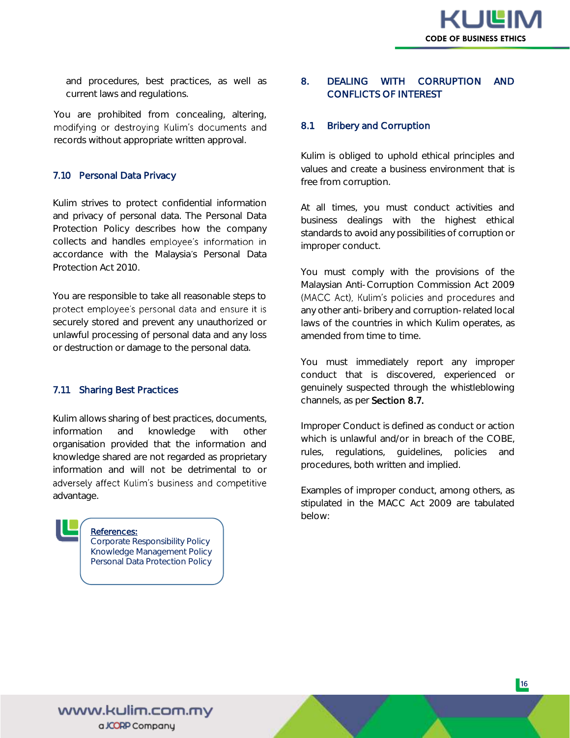and procedures, best practices, as well as current laws and regulations.

You are prohibited from concealing, altering, modifying or destroying Kulim's documents and records without appropriate written approval.

### 7.10 Personal Data Privacy

Kulim strives to protect confidential information and privacy of personal data. The Personal Data Protection Policy describes how the company collects and handles employee's information in accordance with the Malaysia's Personal Data Protection Act 2010.

You are responsible to take all reasonable steps to protect employee's personal data and ensure it is securely stored and prevent any unauthorized or unlawful processing of personal data and any loss or destruction or damage to the personal data.

### 7.11 Sharing Best Practices

Kulim allows sharing of best practices, documents, information and knowledge with other organisation provided that the information and knowledge shared are not regarded as proprietary information and will not be detrimental to or adversely affect Kulim's business and competitive advantage.

**References:**
Corporate Responsibility Policy
Knowledge Management Policy
Personal Data Protection Policy

## 8. DEALING WITH CORRUPTION AND CONFLICTS OF INTEREST

### 8.1 Bribery and Corruption

Kulim is obliged to uphold ethical principles and values and create a business environment that is free from corruption.

At all times, you must conduct activities and business dealings with the highest ethical standards to avoid any possibilities of corruption or improper conduct.

You must comply with the provisions of the Malaysian Anti-Corruption Commission Act 2009 (MACC Act), Kulim's policies and procedures and any other anti-bribery and corruption-related local laws of the countries in which Kulim operates, as amended from time to time.

You must immediately report any improper conduct that is discovered, experienced or genuinely suspected through the whistleblowing channels, as per **Section 8.7.**

Improper Conduct is defined as conduct or action which is unlawful and/or in breach of the COBE, rules, regulations, guidelines, policies and procedures, both written and implied.

Examples of improper conduct, among others, as stipulated in the MACC Act 2009 are tabulated below: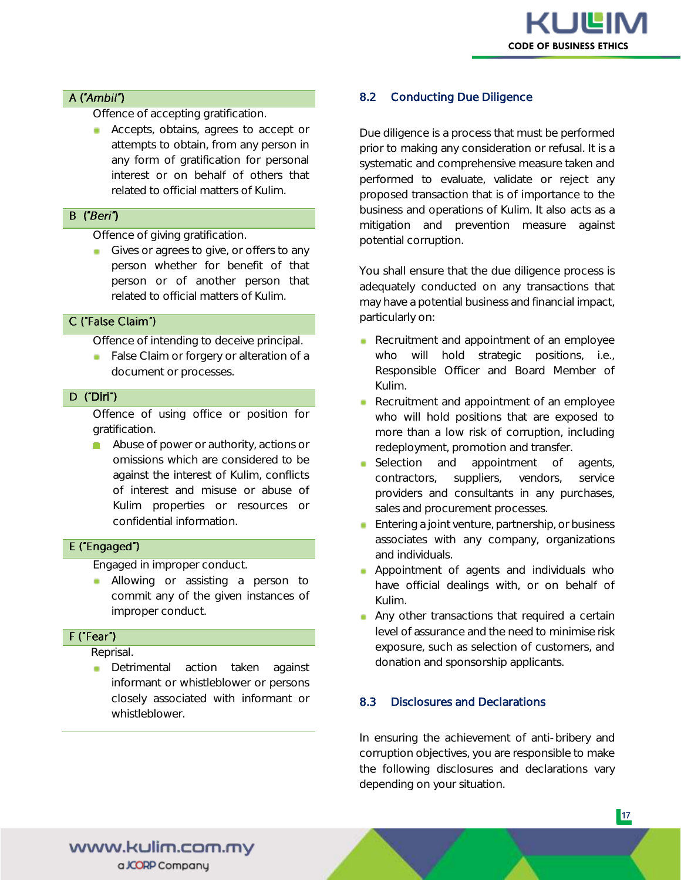**A ("*Ambil*")**

Offence of accepting gratification.

- Accepts, obtains, agrees to accept or attempts to obtain, from any person in any form of gratification for personal interest or on behalf of others that related to official matters of Kulim.

**B ("*Beri*")**

Offence of giving gratification.

- Gives or agrees to give, or offers to any person whether for benefit of that person or of another person that related to official matters of Kulim.

**C ("False Claim")**

Offence of intending to deceive principal.

- False Claim or forgery or alteration of a document or processes.

**D ("Diri")**

Offence of using office or position for gratification.

- Abuse of power or authority, actions or omissions which are considered to be against the interest of Kulim, conflicts of interest and misuse or abuse of Kulim properties or resources or confidential information.

**E ("Engaged")**

Engaged in improper conduct.

- Allowing or assisting a person to commit any of the given instances of improper conduct.

**F ("Fear")**

Reprisal.

- Detrimental action taken against informant or whistleblower or persons closely associated with informant or whistleblower.

### 8.2 Conducting Due Diligence

Due diligence is a process that must be performed prior to making any consideration or refusal. It is a systematic and comprehensive measure taken and performed to evaluate, validate or reject any proposed transaction that is of importance to the business and operations of Kulim. It also acts as a mitigation and prevention measure against potential corruption.

You shall ensure that the due diligence process is adequately conducted on any transactions that may have a potential business and financial impact, particularly on:

- Recruitment and appointment of an employee who will hold strategic positions, i.e., Responsible Officer and Board Member of Kulim.
- Recruitment and appointment of an employee who will hold positions that are exposed to more than a low risk of corruption, including redeployment, promotion and transfer.
- Selection and appointment of agents, contractors, suppliers, vendors, service providers and consultants in any purchases, sales and procurement processes.
- Entering a joint venture, partnership, or business associates with any company, organizations and individuals.
- Appointment of agents and individuals who have official dealings with, or on behalf of Kulim.
- Any other transactions that required a certain level of assurance and the need to minimise risk exposure, such as selection of customers, and donation and sponsorship applicants.

### 8.3 Disclosures and Declarations

In ensuring the achievement of anti-bribery and corruption objectives, you are responsible to make the following disclosures and declarations vary depending on your situation.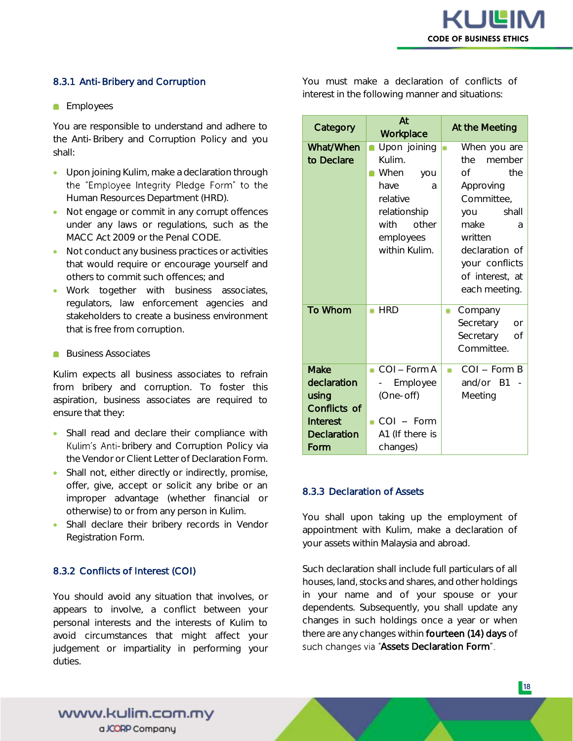### 8.3.1 Anti-Bribery and Corruption

- Employees

You are responsible to understand and adhere to the Anti-Bribery and Corruption Policy and you shall:

- Upon joining Kulim, make a declaration through the "Employee Integrity Pledge Form" to the Human Resources Department (HRD).
- Not engage or commit in any corrupt offences under any laws or regulations, such as the MACC Act 2009 or the Penal CODE.
- Not conduct any business practices or activities that would require or encourage yourself and others to commit such offences; and
- Work together with business associates, regulators, law enforcement agencies and stakeholders to create a business environment that is free from corruption.

- Business Associates

Kulim expects all business associates to refrain from bribery and corruption. To foster this aspiration, business associates are required to ensure that they:

- Shall read and declare their compliance with Kulim's Anti-bribery and Corruption Policy via the Vendor or Client Letter of Declaration Form.
- Shall not, either directly or indirectly, promise, offer, give, accept or solicit any bribe or an improper advantage (whether financial or otherwise) to or from any person in Kulim.
- Shall declare their bribery records in Vendor Registration Form.

### 8.3.2 Conflicts of Interest (COI)

You should avoid any situation that involves, or appears to involve, a conflict between your personal interests and the interests of Kulim to avoid circumstances that might affect your judgement or impartiality in performing your duties.

You must make a declaration of conflicts of interest in the following manner and situations:

| Category | At Workplace | At the Meeting |
|---|---|---|
| **What/When to Declare** | - Upon joining Kulim.<br>- When you have a relative relationship with other employees within Kulim. | - When you are the member of the Approving Committee, you shall make a written declaration of your conflicts of interest, at each meeting. |
| **To Whom** | - HRD | - Company Secretary or Secretary of Committee. |
| **Make declaration using Conflicts of Interest Declaration Form** | - COI – Form A - Employee (One-off)<br>- COI – Form A1 (If there is changes) | - COI – Form B and/or B1 - Meeting |

### 8.3.3 Declaration of Assets

You shall upon taking up the employment of appointment with Kulim, make a declaration of your assets within Malaysia and abroad.

Such declaration shall include full particulars of all houses, land, stocks and shares, and other holdings in your name and of your spouse or your dependents. Subsequently, you shall update any changes in such holdings once a year or when there are any changes within **fourteen (14) days** of such changes via "**Assets Declaration Form**".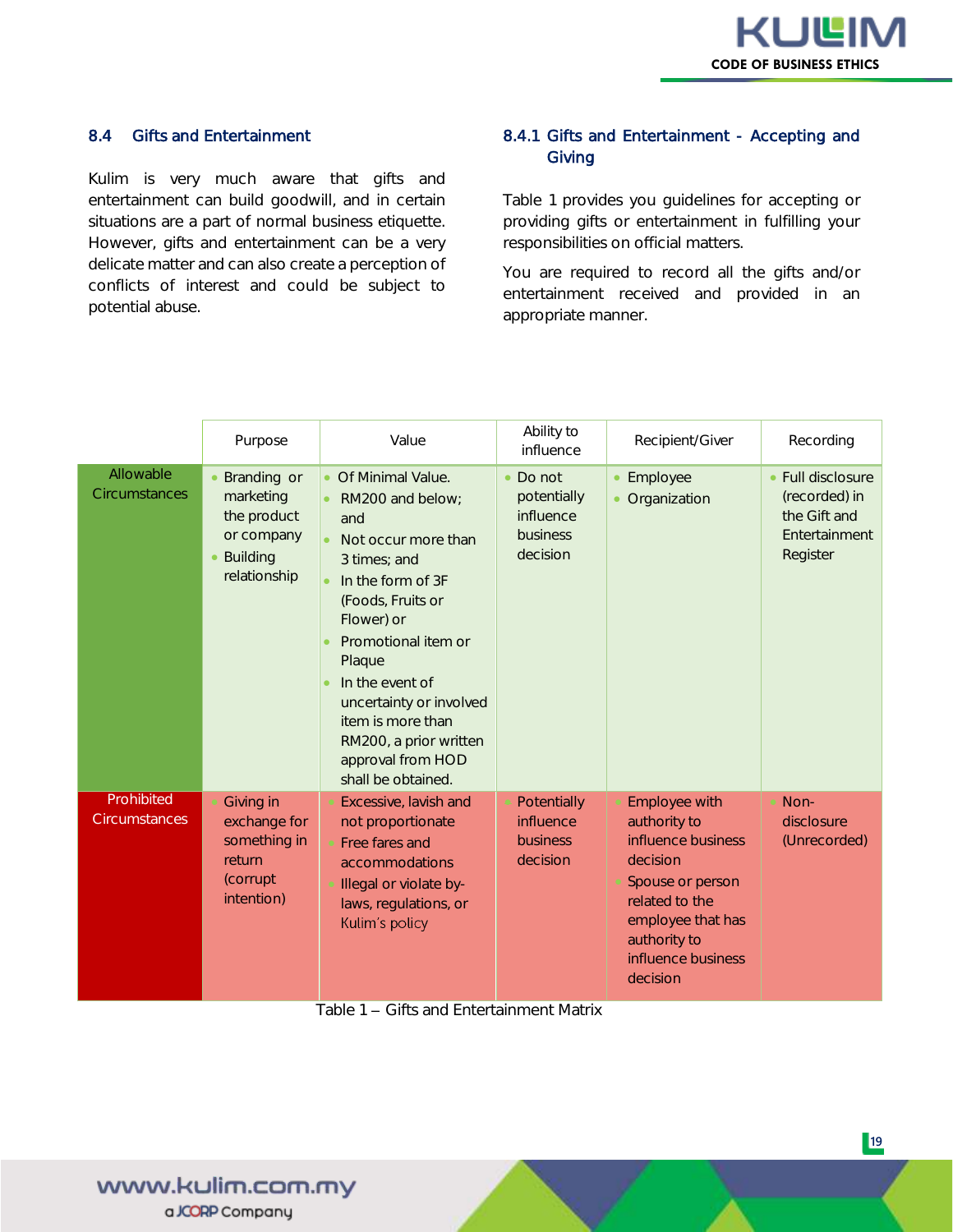### 8.4 Gifts and Entertainment

Kulim is very much aware that gifts and entertainment can build goodwill, and in certain situations are a part of normal business etiquette. However, gifts and entertainment can be a very delicate matter and can also create a perception of conflicts of interest and could be subject to potential abuse.

#### 8.4.1 Gifts and Entertainment - Accepting and Giving

Table 1 provides you guidelines for accepting or providing gifts or entertainment in fulfilling your responsibilities on official matters.

You are required to record all the gifts and/or entertainment received and provided in an appropriate manner.

| | Purpose | Value | Ability to influence | Recipient/Giver | Recording |
|---|---|---|---|---|---|
| Allowable Circumstances | • Branding or marketing the product or company<br>• Building relationship | • Of Minimal Value.<br>• RM200 and below; and<br>• Not occur more than 3 times; and<br>• In the form of 3F (Foods, Fruits or Flower) or<br>• Promotional item or Plaque<br>• In the event of uncertainty or involved item is more than RM200, a prior written approval from HOD shall be obtained. | • Do not potentially influence business decision | • Employee<br>• Organization | • Full disclosure (recorded) in the Gift and Entertainment Register |
| Prohibited Circumstances | • Giving in exchange for something in return (corrupt intention) | • Excessive, lavish and not proportionate<br>• Free fares and accommodations<br>• Illegal or violate by-laws, regulations, or Kulim's policy | • Potentially influence business decision | • Employee with authority to influence business decision<br>• Spouse or person related to the employee that has authority to influence business decision | • Non-disclosure (Unrecorded) |

Table 1 – Gifts and Entertainment Matrix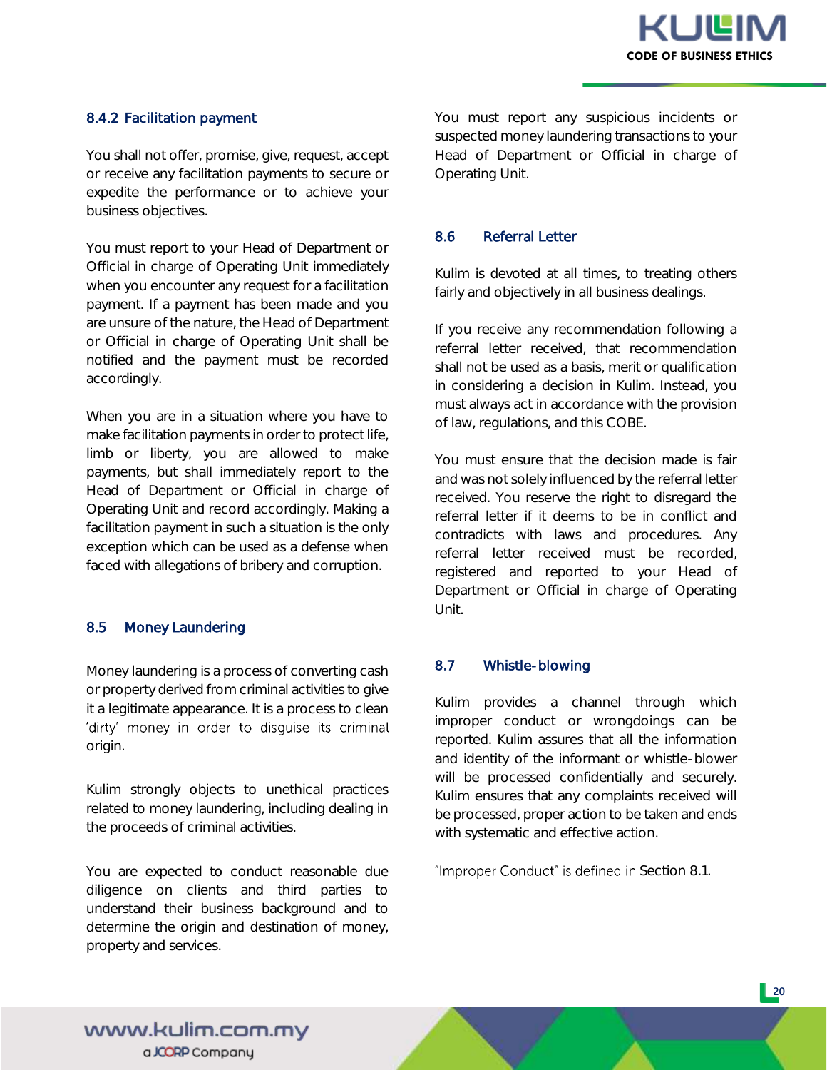#### 8.4.2 Facilitation payment

You shall not offer, promise, give, request, accept or receive any facilitation payments to secure or expedite the performance or to achieve your business objectives.

You must report to your Head of Department or Official in charge of Operating Unit immediately when you encounter any request for a facilitation payment. If a payment has been made and you are unsure of the nature, the Head of Department or Official in charge of Operating Unit shall be notified and the payment must be recorded accordingly.

When you are in a situation where you have to make facilitation payments in order to protect life, limb or liberty, you are allowed to make payments, but shall immediately report to the Head of Department or Official in charge of Operating Unit and record accordingly. Making a facilitation payment in such a situation is the only exception which can be used as a defense when faced with allegations of bribery and corruption.

### 8.5 Money Laundering

Money laundering is a process of converting cash or property derived from criminal activities to give it a legitimate appearance. It is a process to clean 'dirty' money in order to disguise its criminal origin.

Kulim strongly objects to unethical practices related to money laundering, including dealing in the proceeds of criminal activities.

You are expected to conduct reasonable due diligence on clients and third parties to understand their business background and to determine the origin and destination of money, property and services.

You must report any suspicious incidents or suspected money laundering transactions to your Head of Department or Official in charge of Operating Unit.

### 8.6 Referral Letter

Kulim is devoted at all times, to treating others fairly and objectively in all business dealings.

If you receive any recommendation following a referral letter received, that recommendation shall not be used as a basis, merit or qualification in considering a decision in Kulim. Instead, you must always act in accordance with the provision of law, regulations, and this COBE.

You must ensure that the decision made is fair and was not solely influenced by the referral letter received. You reserve the right to disregard the referral letter if it deems to be in conflict and contradicts with laws and procedures. Any referral letter received must be recorded, registered and reported to your Head of Department or Official in charge of Operating Unit.

### 8.7 Whistle-blowing

Kulim provides a channel through which improper conduct or wrongdoings can be reported. Kulim assures that all the information and identity of the informant or whistle-blower will be processed confidentially and securely. Kulim ensures that any complaints received will be processed, proper action to be taken and ends with systematic and effective action.

"Improper Conduct" is defined in Section 8.1.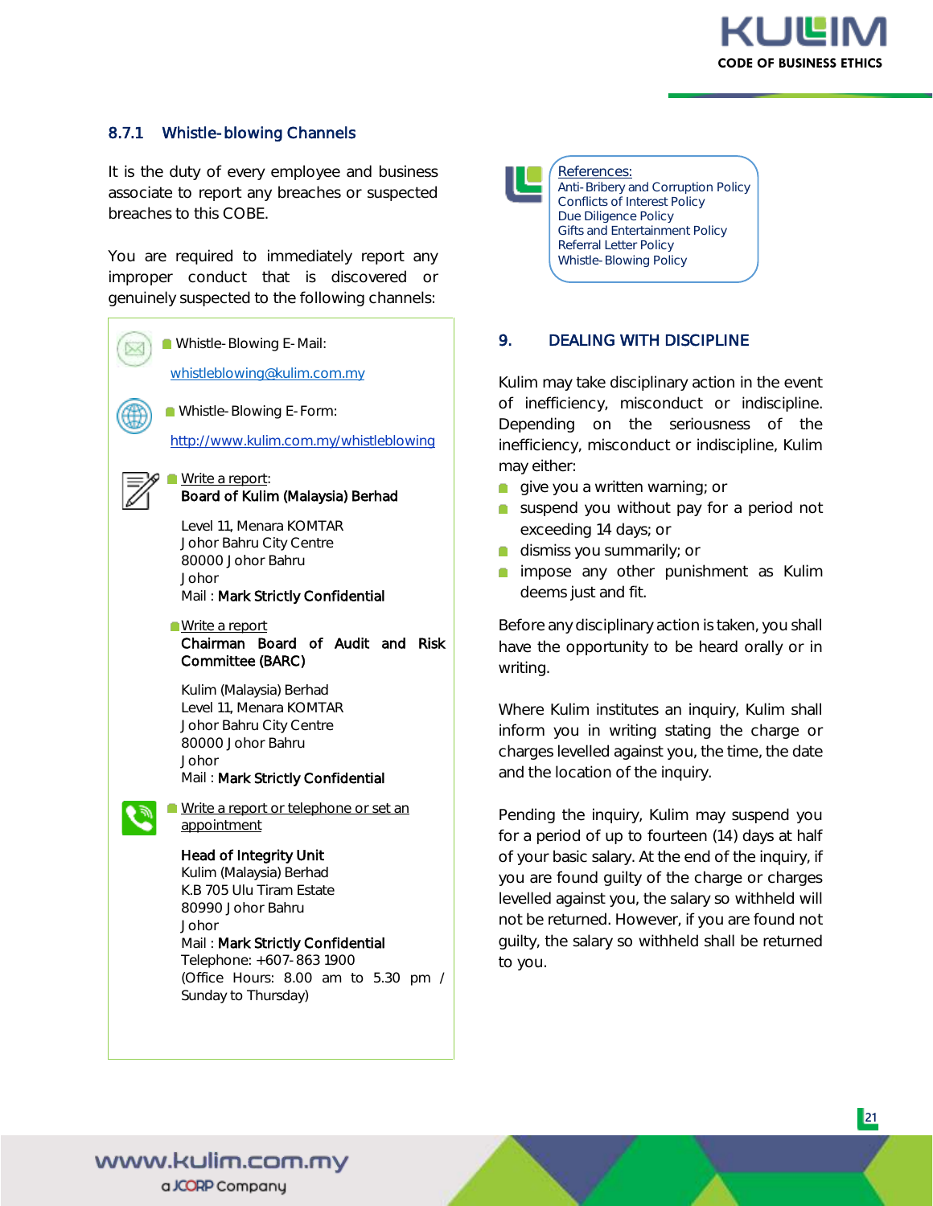### 8.7.1 Whistle-blowing Channels

It is the duty of every employee and business associate to report any breaches or suspected breaches to this COBE.

You are required to immediately report any improper conduct that is discovered or genuinely suspected to the following channels:

- Whistle-Blowing E-Mail:

  whistleblowing@kulim.com.my

- Whistle-Blowing E-Form:

  http://www.kulim.com.my/whistleblowing

- Write a report:

  **Board of Kulim (Malaysia) Berhad**

  Level 11, Menara KOMTAR
  Johor Bahru City Centre
  80000 Johor Bahru
  Johor
  Mail : **Mark Strictly Confidential**

- Write a report

  **Chairman Board of Audit and Risk Committee (BARC)**

  Kulim (Malaysia) Berhad
  Level 11, Menara KOMTAR
  Johor Bahru City Centre
  80000 Johor Bahru
  Johor
  Mail : **Mark Strictly Confidential**

- Write a report or telephone or set an appointment

  **Head of Integrity Unit**
  Kulim (Malaysia) Berhad
  K.B 705 Ulu Tiram Estate
  80990 Johor Bahru
  Johor
  Mail : **Mark Strictly Confidential**
  Telephone: +607-863 1900
  (Office Hours: 8.00 am to 5.30 pm / Sunday to Thursday)

References:
Anti-Bribery and Corruption Policy
Conflicts of Interest Policy
Due Diligence Policy
Gifts and Entertainment Policy
Referral Letter Policy
Whistle-Blowing Policy

## 9. DEALING WITH DISCIPLINE

Kulim may take disciplinary action in the event of inefficiency, misconduct or indiscipline. Depending on the seriousness of the inefficiency, misconduct or indiscipline, Kulim may either:

- give you a written warning; or
- suspend you without pay for a period not exceeding 14 days; or
- dismiss you summarily; or
- impose any other punishment as Kulim deems just and fit.

Before any disciplinary action is taken, you shall have the opportunity to be heard orally or in writing.

Where Kulim institutes an inquiry, Kulim shall inform you in writing stating the charge or charges levelled against you, the time, the date and the location of the inquiry.

Pending the inquiry, Kulim may suspend you for a period of up to fourteen (14) days at half of your basic salary. At the end of the inquiry, if you are found guilty of the charge or charges levelled against you, the salary so withheld will not be returned. However, if you are found not guilty, the salary so withheld shall be returned to you.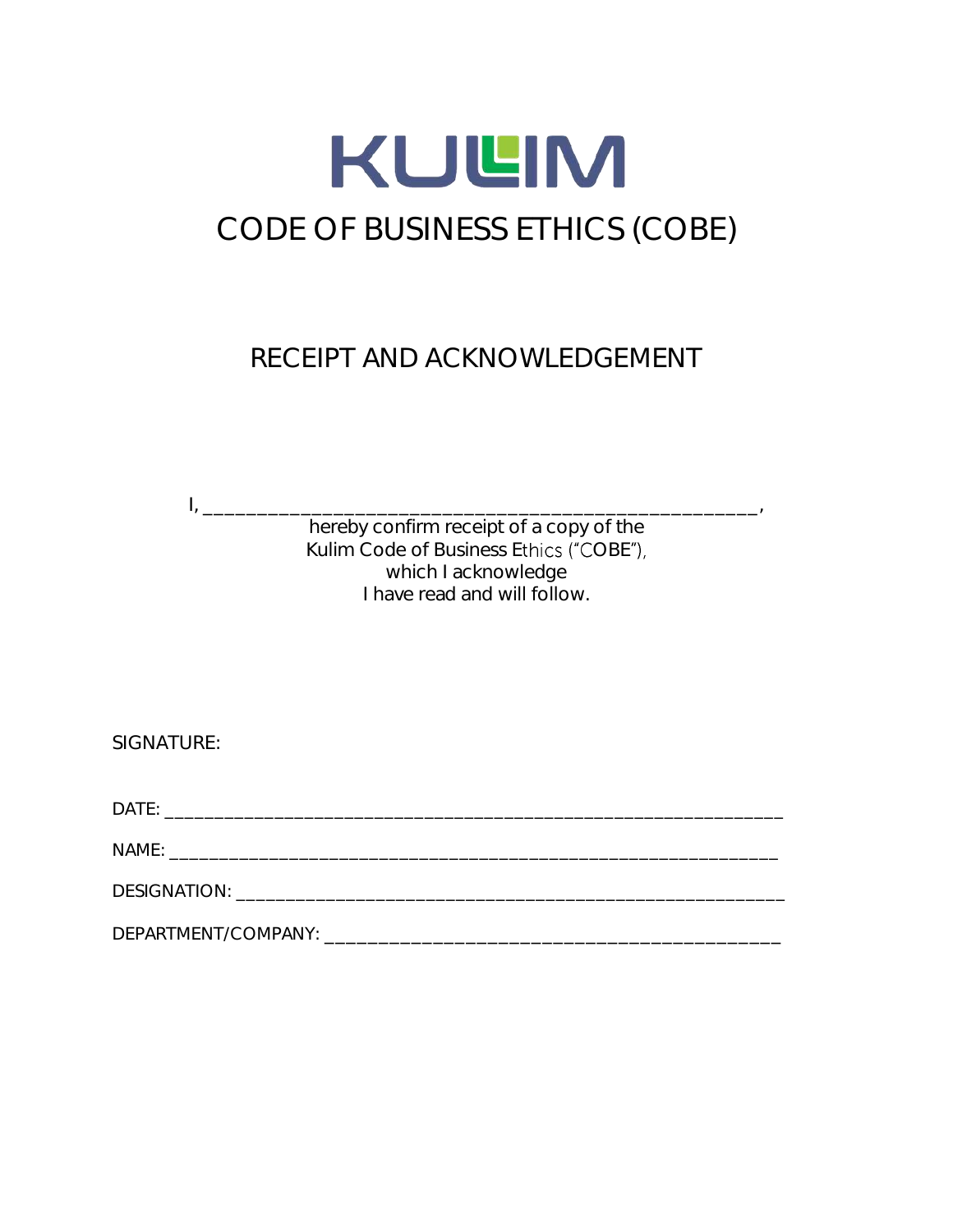KULIM

# CODE OF BUSINESS ETHICS (COBE)

## RECEIPT AND ACKNOWLEDGEMENT

I, ________________________________________________________,
hereby confirm receipt of a copy of the
Kulim Code of Business Ethics ("COBE"),
which I acknowledge
I have read and will follow.

SIGNATURE:

DATE: ________________________________________________________________

NAME: _______________________________________________________________

DESIGNATION: _________________________________________________________

DEPARTMENT/COMPANY: ______________________________________________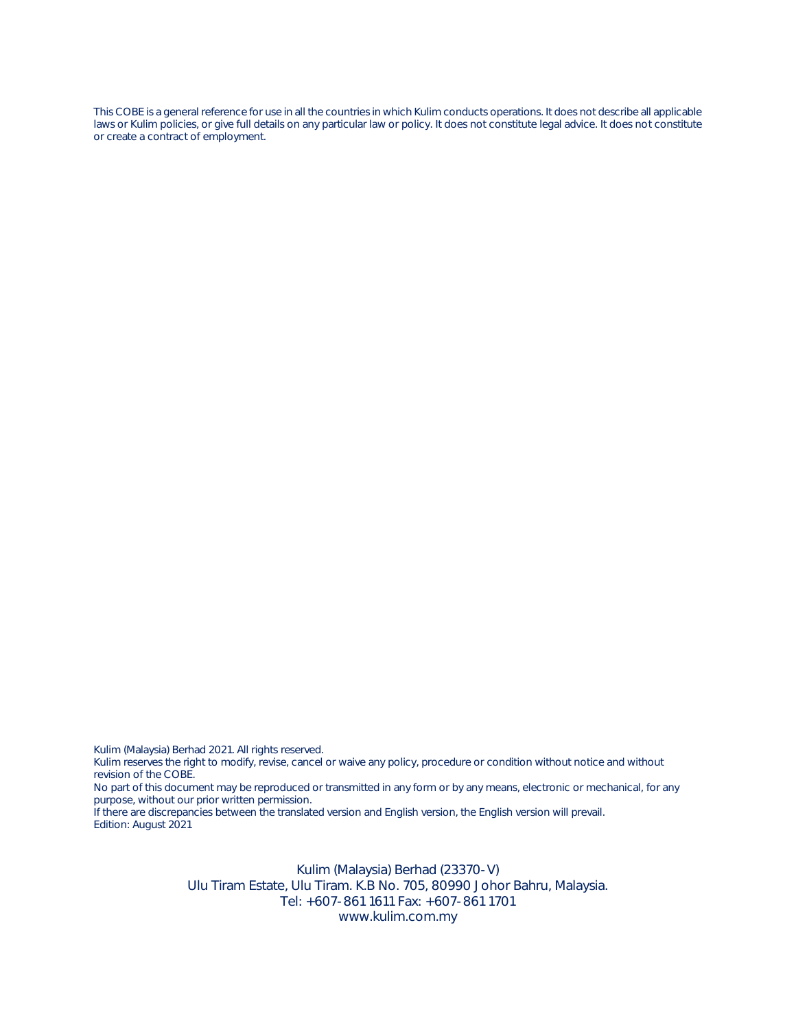This COBE is a general reference for use in all the countries in which Kulim conducts operations. It does not describe all applicable laws or Kulim policies, or give full details on any particular law or policy. It does not constitute legal advice. It does not constitute or create a contract of employment.

Kulim (Malaysia) Berhad 2021. All rights reserved.
Kulim reserves the right to modify, revise, cancel or waive any policy, procedure or condition without notice and without revision of the COBE.
No part of this document may be reproduced or transmitted in any form or by any means, electronic or mechanical, for any purpose, without our prior written permission.
If there are discrepancies between the translated version and English version, the English version will prevail.
Edition: August 2021

Kulim (Malaysia) Berhad (23370-V)
Ulu Tiram Estate, Ulu Tiram. K.B No. 705, 80990 Johor Bahru, Malaysia.
Tel: +607-861 1611 Fax: +607-861 1701
www.kulim.com.my